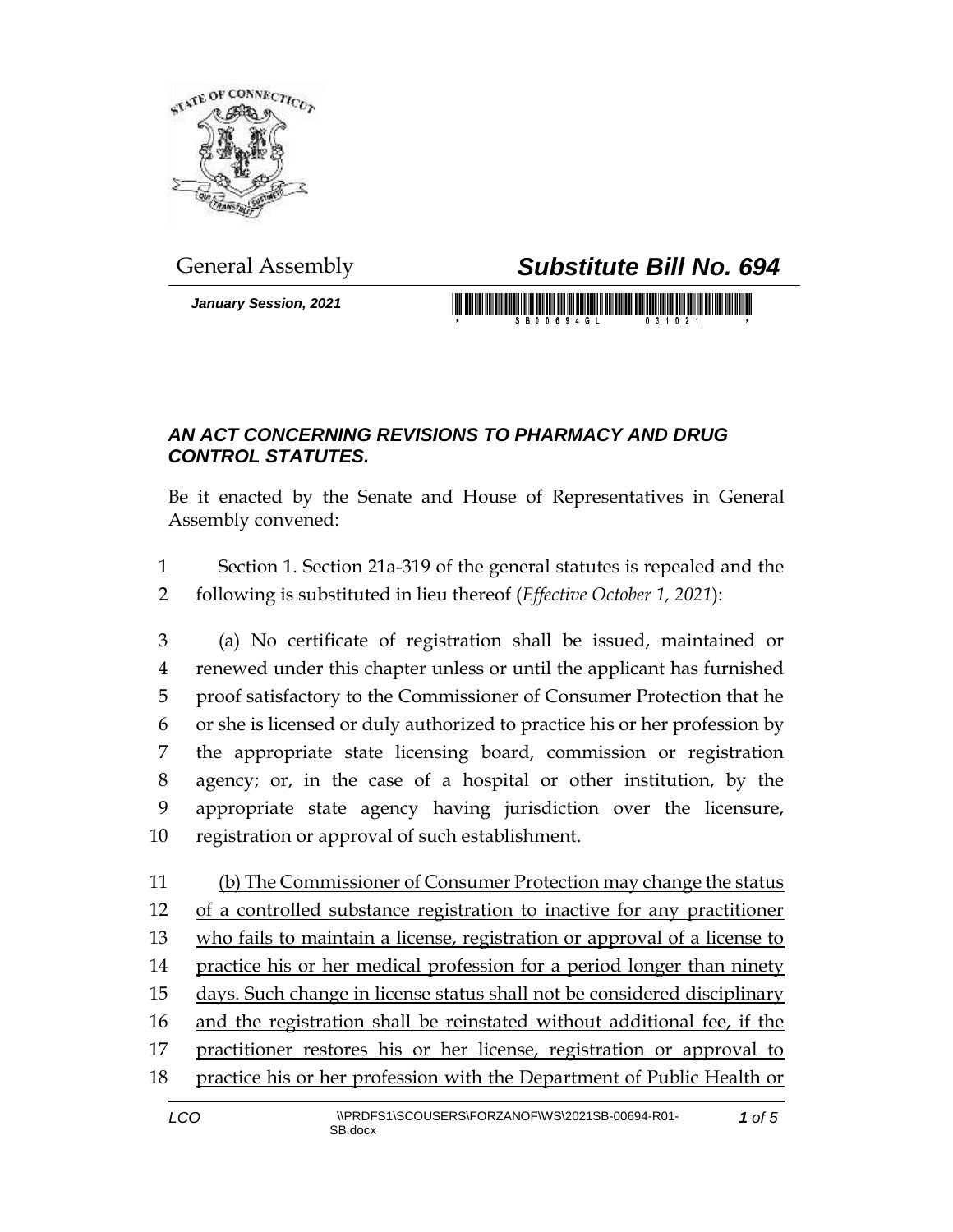General Assembly

# *Substitute Bill No. 694*

***January Session, 2021***

## *AN ACT CONCERNING REVISIONS TO PHARMACY AND DRUG CONTROL STATUTES.*

Be it enacted by the Senate and House of Representatives in General Assembly convened:

1 Section 1. Section 21a-319 of the general statutes is repealed and the
2 following is substituted in lieu thereof (*Effective October 1, 2021*):

3 <u>(a)</u> No certificate of registration shall be issued, maintained or
4 renewed under this chapter unless or until the applicant has furnished
5 proof satisfactory to the Commissioner of Consumer Protection that he
6 or she is licensed or duly authorized to practice his or her profession by
7 the appropriate state licensing board, commission or registration
8 agency; or, in the case of a hospital or other institution, by the
9 appropriate state agency having jurisdiction over the licensure,
10 registration or approval of such establishment.

11 <u>(b) The Commissioner of Consumer Protection may change the status</u>
12 <u>of a controlled substance registration to inactive for any practitioner</u>
13 <u>who fails to maintain a license, registration or approval of a license to</u>
14 <u>practice his or her medical profession for a period longer than ninety</u>
15 <u>days. Such change in license status shall not be considered disciplinary</u>
16 <u>and the registration shall be reinstated without additional fee, if the</u>
17 <u>practitioner restores his or her license, registration or approval to</u>
18 <u>practice his or her profession with the Department of Public Health or</u>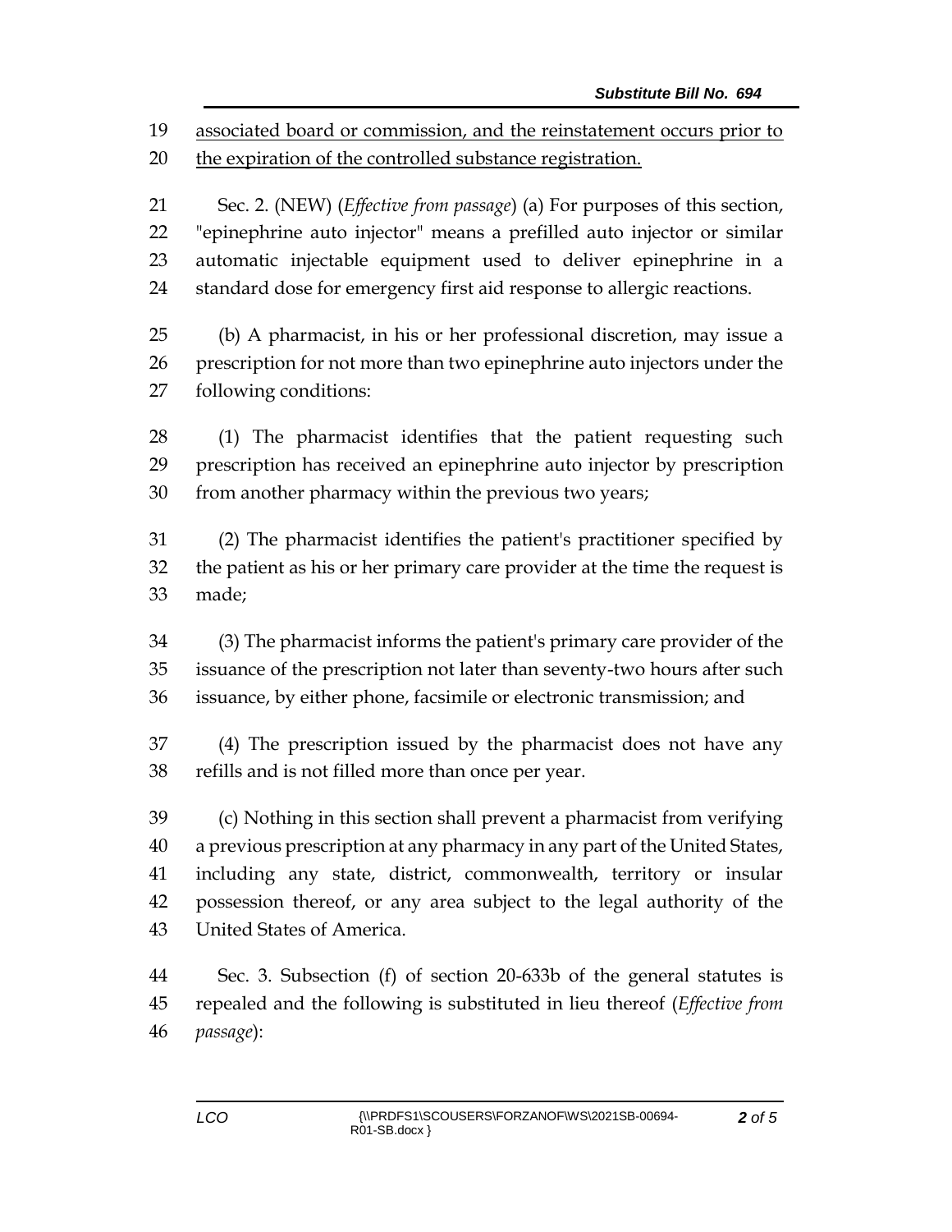19 associated board or commission, and the reinstatement occurs prior to
20 the expiration of the controlled substance registration.

21 Sec. 2. (NEW) (*Effective from passage*) (a) For purposes of this section,
22 "epinephrine auto injector" means a prefilled auto injector or similar
23 automatic injectable equipment used to deliver epinephrine in a
24 standard dose for emergency first aid response to allergic reactions.

25 (b) A pharmacist, in his or her professional discretion, may issue a
26 prescription for not more than two epinephrine auto injectors under the
27 following conditions:

28 (1) The pharmacist identifies that the patient requesting such
29 prescription has received an epinephrine auto injector by prescription
30 from another pharmacy within the previous two years;

31 (2) The pharmacist identifies the patient's practitioner specified by
32 the patient as his or her primary care provider at the time the request is
33 made;

34 (3) The pharmacist informs the patient's primary care provider of the
35 issuance of the prescription not later than seventy-two hours after such
36 issuance, by either phone, facsimile or electronic transmission; and

37 (4) The prescription issued by the pharmacist does not have any
38 refills and is not filled more than once per year.

39 (c) Nothing in this section shall prevent a pharmacist from verifying
40 a previous prescription at any pharmacy in any part of the United States,
41 including any state, district, commonwealth, territory or insular
42 possession thereof, or any area subject to the legal authority of the
43 United States of America.

44 Sec. 3. Subsection (f) of section 20-633b of the general statutes is
45 repealed and the following is substituted in lieu thereof (*Effective from*
46 *passage*):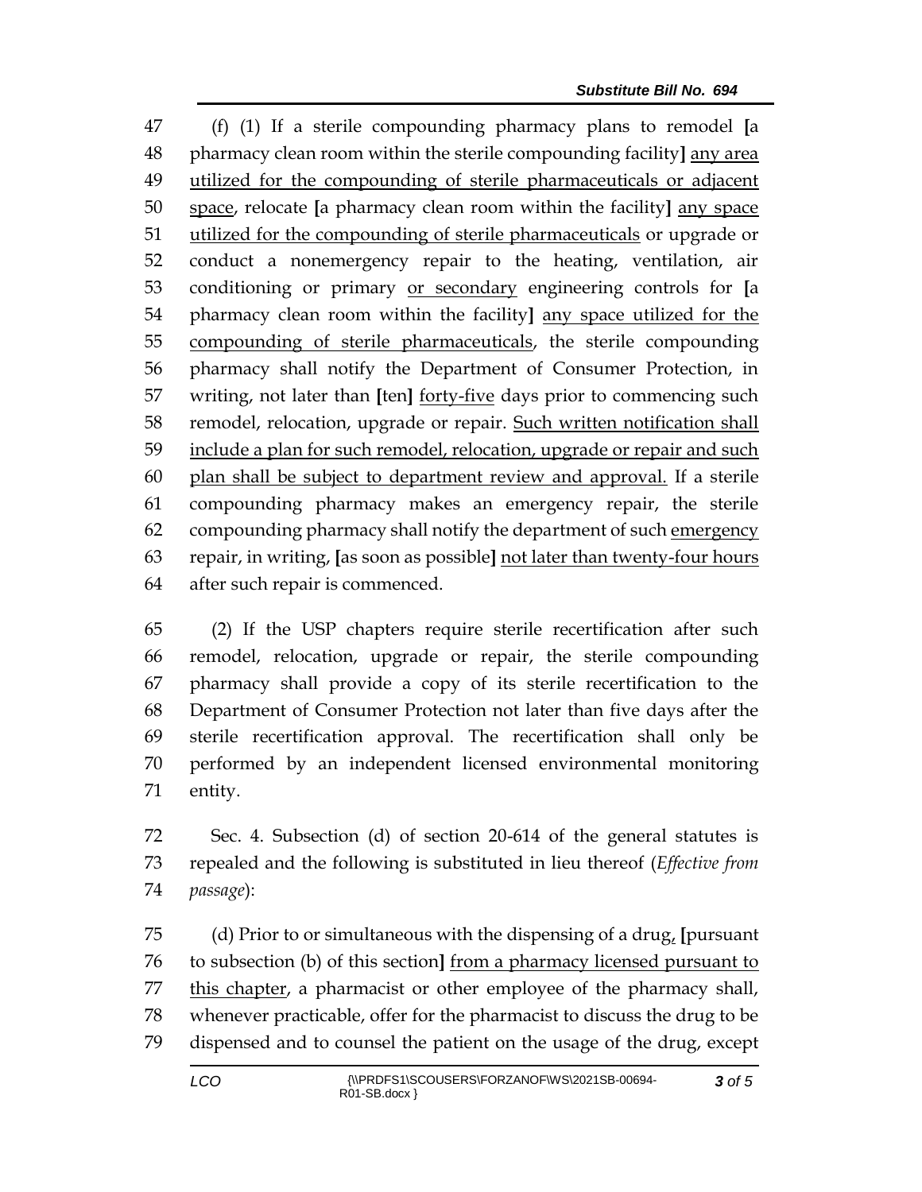(f) (1) If a sterile compounding pharmacy plans to remodel [a pharmacy clean room within the sterile compounding facility] <u>any area utilized for the compounding of sterile pharmaceuticals or adjacent space</u>, relocate [a pharmacy clean room within the facility] <u>any space utilized for the compounding of sterile pharmaceuticals</u> or upgrade or conduct a nonemergency repair to the heating, ventilation, air conditioning or primary <u>or secondary</u> engineering controls for [a pharmacy clean room within the facility] <u>any space utilized for the compounding of sterile pharmaceuticals</u>, the sterile compounding pharmacy shall notify the Department of Consumer Protection, in writing, not later than [ten] <u>forty-five</u> days prior to commencing such remodel, relocation, upgrade or repair. <u>Such written notification shall include a plan for such remodel, relocation, upgrade or repair and such plan shall be subject to department review and approval.</u> If a sterile compounding pharmacy makes an emergency repair, the sterile compounding pharmacy shall notify the department of such <u>emergency</u> repair, in writing, [as soon as possible] <u>not later than twenty-four hours</u> after such repair is commenced.

(2) If the USP chapters require sterile recertification after such remodel, relocation, upgrade or repair, the sterile compounding pharmacy shall provide a copy of its sterile recertification to the Department of Consumer Protection not later than five days after the sterile recertification approval. The recertification shall only be performed by an independent licensed environmental monitoring entity.

Sec. 4. Subsection (d) of section 20-614 of the general statutes is repealed and the following is substituted in lieu thereof (*Effective from passage*):

(d) Prior to or simultaneous with the dispensing of a drug<u>,</u> [pursuant to subsection (b) of this section] <u>from a pharmacy licensed pursuant to this chapter</u>, a pharmacist or other employee of the pharmacy shall, whenever practicable, offer for the pharmacist to discuss the drug to be dispensed and to counsel the patient on the usage of the drug, except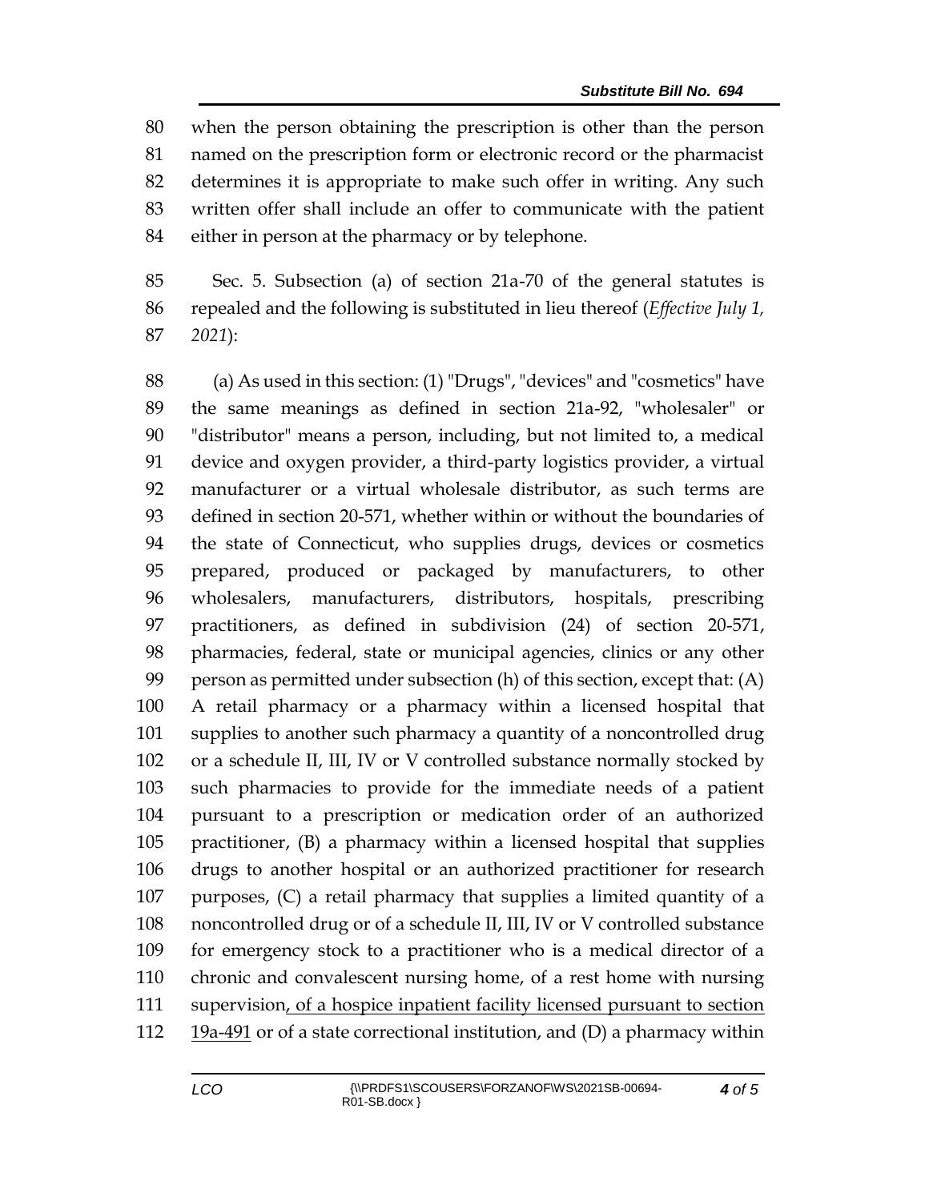when the person obtaining the prescription is other than the person named on the prescription form or electronic record or the pharmacist determines it is appropriate to make such offer in writing. Any such written offer shall include an offer to communicate with the patient either in person at the pharmacy or by telephone.

Sec. 5. Subsection (a) of section 21a-70 of the general statutes is repealed and the following is substituted in lieu thereof (*Effective July 1, 2021*):

(a) As used in this section: (1) "Drugs", "devices" and "cosmetics" have the same meanings as defined in section 21a-92, "wholesaler" or "distributor" means a person, including, but not limited to, a medical device and oxygen provider, a third-party logistics provider, a virtual manufacturer or a virtual wholesale distributor, as such terms are defined in section 20-571, whether within or without the boundaries of the state of Connecticut, who supplies drugs, devices or cosmetics prepared, produced or packaged by manufacturers, to other wholesalers, manufacturers, distributors, hospitals, prescribing practitioners, as defined in subdivision (24) of section 20-571, pharmacies, federal, state or municipal agencies, clinics or any other person as permitted under subsection (h) of this section, except that: (A) A retail pharmacy or a pharmacy within a licensed hospital that supplies to another such pharmacy a quantity of a noncontrolled drug or a schedule II, III, IV or V controlled substance normally stocked by such pharmacies to provide for the immediate needs of a patient pursuant to a prescription or medication order of an authorized practitioner, (B) a pharmacy within a licensed hospital that supplies drugs to another hospital or an authorized practitioner for research purposes, (C) a retail pharmacy that supplies a limited quantity of a noncontrolled drug or of a schedule II, III, IV or V controlled substance for emergency stock to a practitioner who is a medical director of a chronic and convalescent nursing home, of a rest home with nursing supervision<u>, of a hospice inpatient facility licensed pursuant to section 19a-491</u> or of a state correctional institution, and (D) a pharmacy within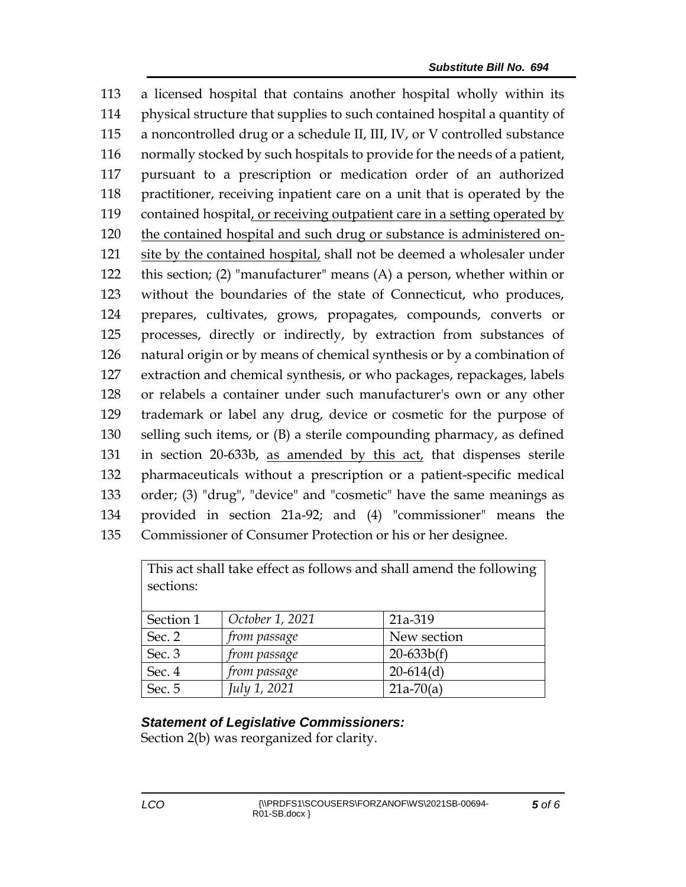113 a licensed hospital that contains another hospital wholly within its
114 physical structure that supplies to such contained hospital a quantity of
115 a noncontrolled drug or a schedule II, III, IV, or V controlled substance
116 normally stocked by such hospitals to provide for the needs of a patient,
117 pursuant to a prescription or medication order of an authorized
118 practitioner, receiving inpatient care on a unit that is operated by the
119 contained hospital<u>, or receiving outpatient care in a setting operated by</u>
120 <u>the contained hospital and such drug or substance is administered on-</u>
121 <u>site by the contained hospital,</u> shall not be deemed a wholesaler under
122 this section; (2) "manufacturer" means (A) a person, whether within or
123 without the boundaries of the state of Connecticut, who produces,
124 prepares, cultivates, grows, propagates, compounds, converts or
125 processes, directly or indirectly, by extraction from substances of
126 natural origin or by means of chemical synthesis or by a combination of
127 extraction and chemical synthesis, or who packages, repackages, labels
128 or relabels a container under such manufacturer's own or any other
129 trademark or label any drug, device or cosmetic for the purpose of
130 selling such items, or (B) a sterile compounding pharmacy, as defined
131 in section 20-633b, <u>as amended by this act,</u> that dispenses sterile
132 pharmaceuticals without a prescription or a patient-specific medical
133 order; (3) "drug", "device" and "cosmetic" have the same meanings as
134 provided in section 21a-92; and (4) "commissioner" means the
135 Commissioner of Consumer Protection or his or her designee.

| This act shall take effect as follows and shall amend the following sections: | | |
|---|---|---|
| Section 1 | *October 1, 2021* | 21a-319 |
| Sec. 2 | *from passage* | New section |
| Sec. 3 | *from passage* | 20-633b(f) |
| Sec. 4 | *from passage* | 20-614(d) |
| Sec. 5 | *July 1, 2021* | 21a-70(a) |

### *Statement of Legislative Commissioners:*

Section 2(b) was reorganized for clarity.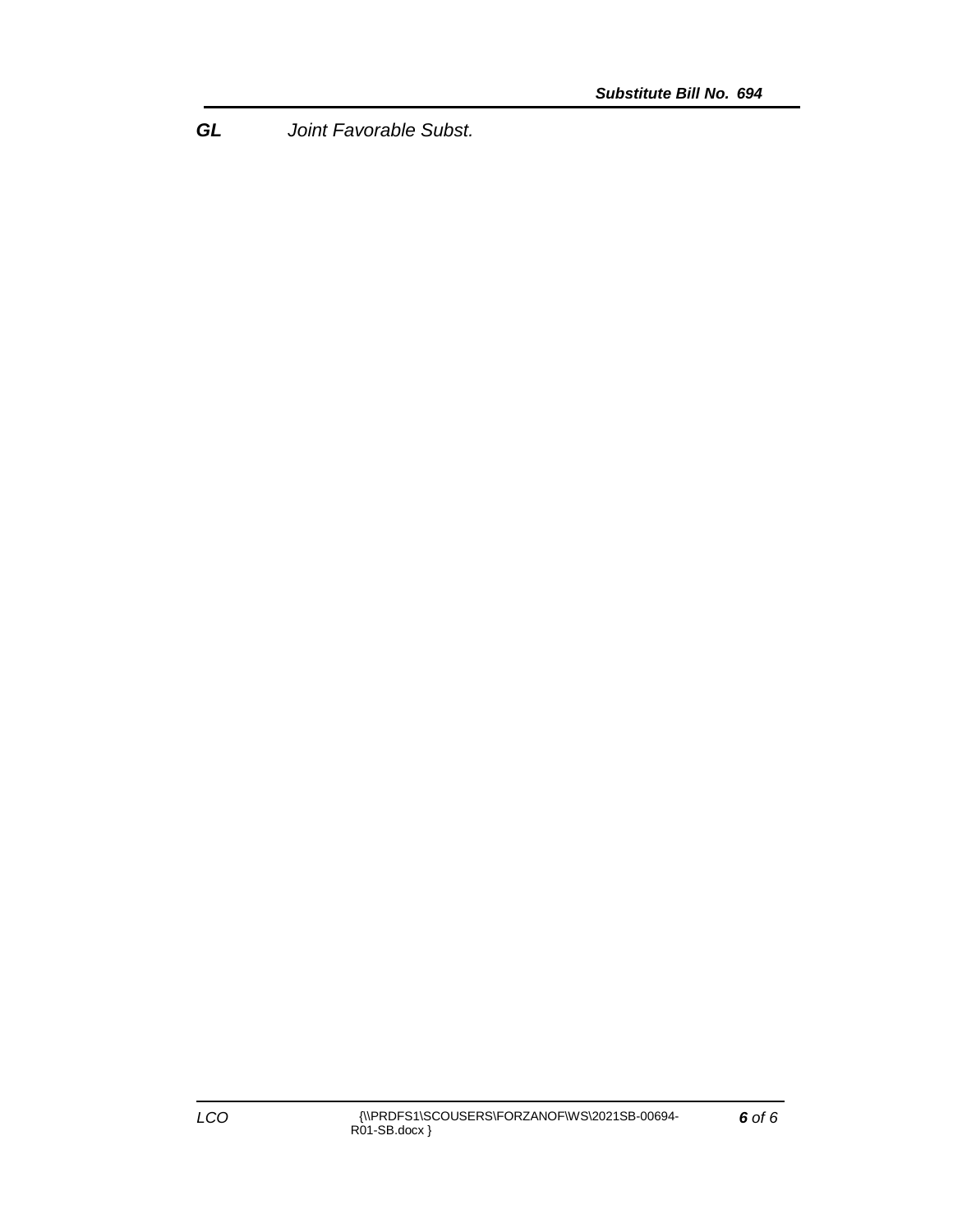| | |
|---|---|
| ***GL*** | *Joint Favorable Subst.* |